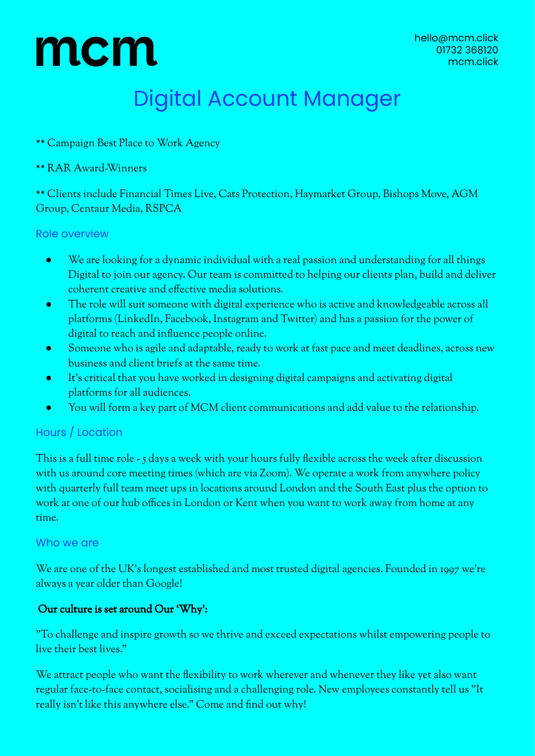mcm

hello@mcm.click
01732 368120
mcm.click

# Digital Account Manager

** Campaign Best Place to Work Agency

** RAR Award-Winners

** Clients include Financial Times Live, Cats Protection, Haymarket Group, Bishops Move, AGM Group, Centaur Media, RSPCA

## Role overview

- We are looking for a dynamic individual with a real passion and understanding for all things Digital to join our agency. Our team is committed to helping our clients plan, build and deliver coherent creative and effective media solutions.
- The role will suit someone with digital experience who is active and knowledgeable across all platforms (LinkedIn, Facebook, Instagram and Twitter) and has a passion for the power of digital to reach and influence people online.
- Someone who is agile and adaptable, ready to work at fast pace and meet deadlines, across new business and client briefs at the same time.
- It's critical that you have worked in designing digital campaigns and activating digital platforms for all audiences.
- You will form a key part of MCM client communications and add value to the relationship.

## Hours / Location

This is a full time role - 5 days a week with your hours fully flexible across the week after discussion with us around core meeting times (which are via Zoom). We operate a work from anywhere policy with quarterly full team meet ups in locations around London and the South East plus the option to work at one of our hub offices in London or Kent when you want to work away from home at any time.

## Who we are

We are one of the UK's longest established and most trusted digital agencies. Founded in 1997 we're always a year older than Google!

**Our culture is set around Our 'Why':**

"To challenge and inspire growth so we thrive and exceed expectations whilst empowering people to live their best lives."

We attract people who want the flexibility to work wherever and whenever they like yet also want regular face-to-face contact, socialising and a challenging role. New employees constantly tell us "It really isn't like this anywhere else." Come and find out why!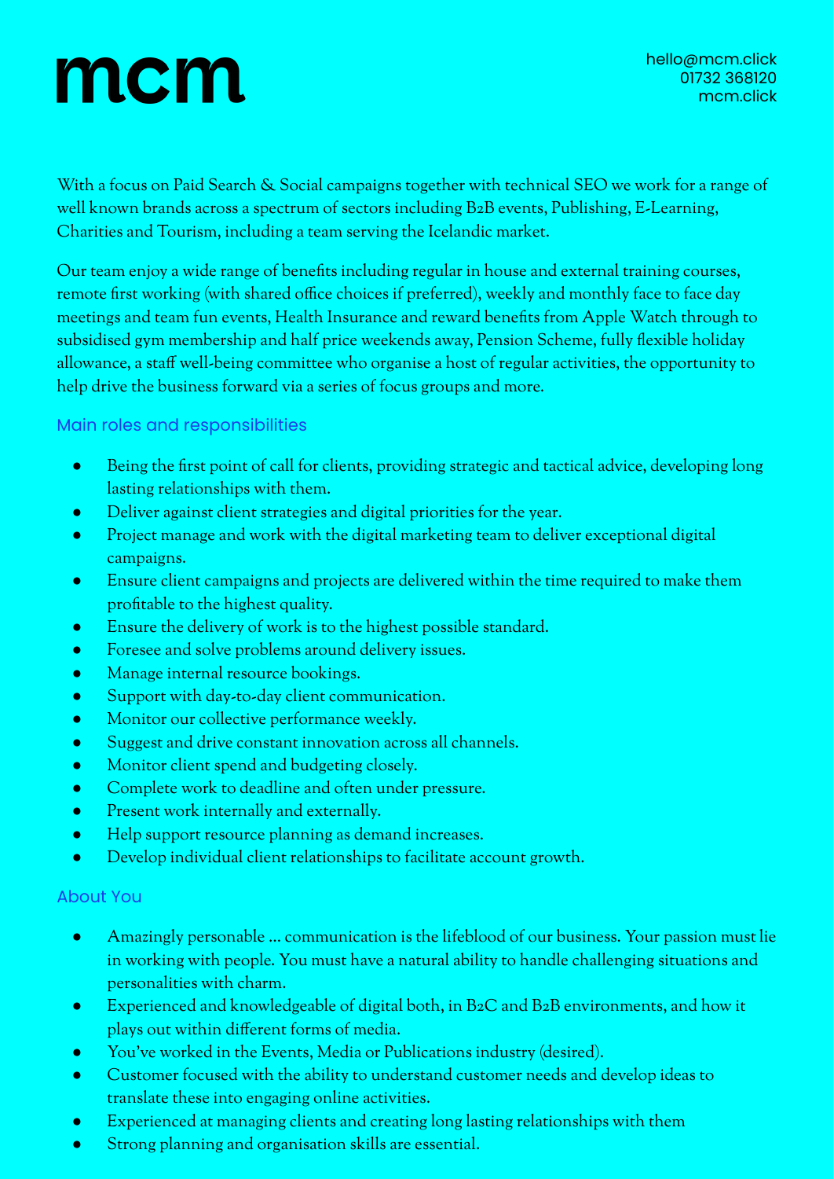mcm

hello@mcm.click
01732 368120
mcm.click

With a focus on Paid Search & Social campaigns together with technical SEO we work for a range of well known brands across a spectrum of sectors including B2B events, Publishing, E-Learning, Charities and Tourism, including a team serving the Icelandic market.

Our team enjoy a wide range of benefits including regular in house and external training courses, remote first working (with shared office choices if preferred), weekly and monthly face to face day meetings and team fun events, Health Insurance and reward benefits from Apple Watch through to subsidised gym membership and half price weekends away, Pension Scheme, fully flexible holiday allowance, a staff well-being committee who organise a host of regular activities, the opportunity to help drive the business forward via a series of focus groups and more.

## Main roles and responsibilities

- Being the first point of call for clients, providing strategic and tactical advice, developing long lasting relationships with them.
- Deliver against client strategies and digital priorities for the year.
- Project manage and work with the digital marketing team to deliver exceptional digital campaigns.
- Ensure client campaigns and projects are delivered within the time required to make them profitable to the highest quality.
- Ensure the delivery of work is to the highest possible standard.
- Foresee and solve problems around delivery issues.
- Manage internal resource bookings.
- Support with day-to-day client communication.
- Monitor our collective performance weekly.
- Suggest and drive constant innovation across all channels.
- Monitor client spend and budgeting closely.
- Complete work to deadline and often under pressure.
- Present work internally and externally.
- Help support resource planning as demand increases.
- Develop individual client relationships to facilitate account growth.

## About You

- Amazingly personable … communication is the lifeblood of our business. Your passion must lie in working with people. You must have a natural ability to handle challenging situations and personalities with charm.
- Experienced and knowledgeable of digital both, in B2C and B2B environments, and how it plays out within different forms of media.
- You've worked in the Events, Media or Publications industry (desired).
- Customer focused with the ability to understand customer needs and develop ideas to translate these into engaging online activities.
- Experienced at managing clients and creating long lasting relationships with them
- Strong planning and organisation skills are essential.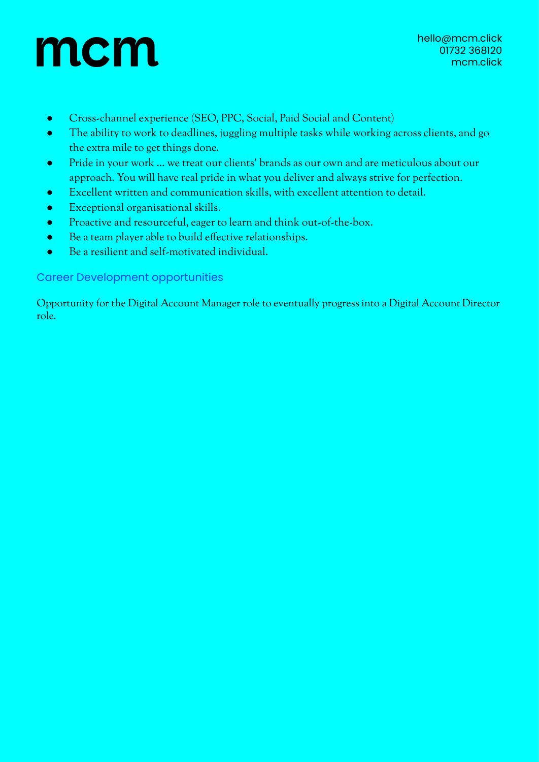- Cross-channel experience (SEO, PPC, Social, Paid Social and Content)
- The ability to work to deadlines, juggling multiple tasks while working across clients, and go the extra mile to get things done.
- Pride in your work … we treat our clients' brands as our own and are meticulous about our approach. You will have real pride in what you deliver and always strive for perfection.
- Excellent written and communication skills, with excellent attention to detail.
- Exceptional organisational skills.
- Proactive and resourceful, eager to learn and think out-of-the-box.
- Be a team player able to build effective relationships.
- Be a resilient and self-motivated individual.

## Career Development opportunities

Opportunity for the Digital Account Manager role to eventually progress into a Digital Account Director role.